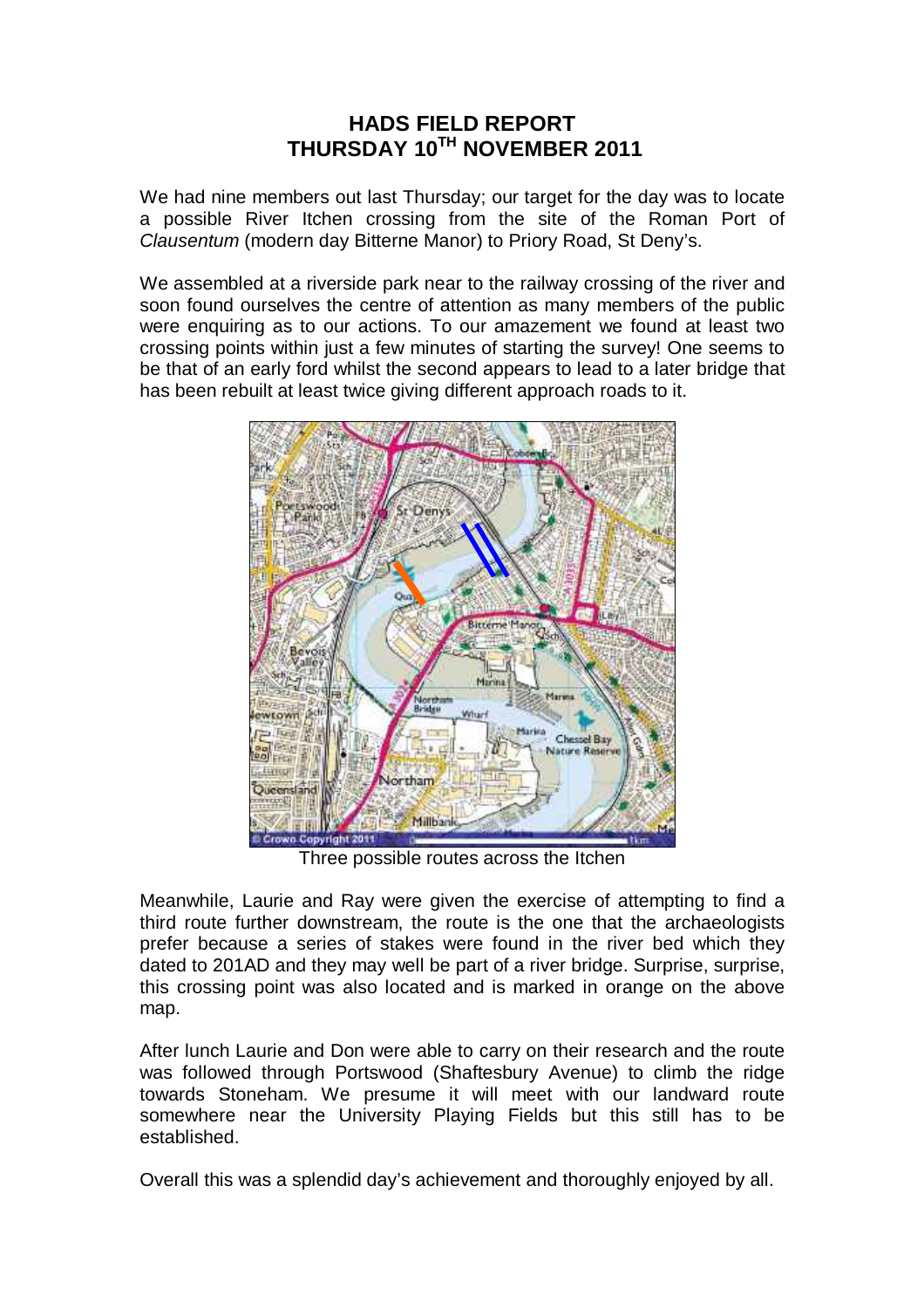# HADS FIELD REPORT
# THURSDAY 10TH NOVEMBER 2011

We had nine members out last Thursday; our target for the day was to locate a possible River Itchen crossing from the site of the Roman Port of *Clausentum* (modern day Bitterne Manor) to Priory Road, St Deny's.

We assembled at a riverside park near to the railway crossing of the river and soon found ourselves the centre of attention as many members of the public were enquiring as to our actions. To our amazement we found at least two crossing points within just a few minutes of starting the survey! One seems to be that of an early ford whilst the second appears to lead to a later bridge that has been rebuilt at least twice giving different approach roads to it.

Three possible routes across the Itchen

Meanwhile, Laurie and Ray were given the exercise of attempting to find a third route further downstream, the route is the one that the archaeologists prefer because a series of stakes were found in the river bed which they dated to 201AD and they may well be part of a river bridge. Surprise, surprise, this crossing point was also located and is marked in orange on the above map.

After lunch Laurie and Don were able to carry on their research and the route was followed through Portswood (Shaftesbury Avenue) to climb the ridge towards Stoneham. We presume it will meet with our landward route somewhere near the University Playing Fields but this still has to be established.

Overall this was a splendid day's achievement and thoroughly enjoyed by all.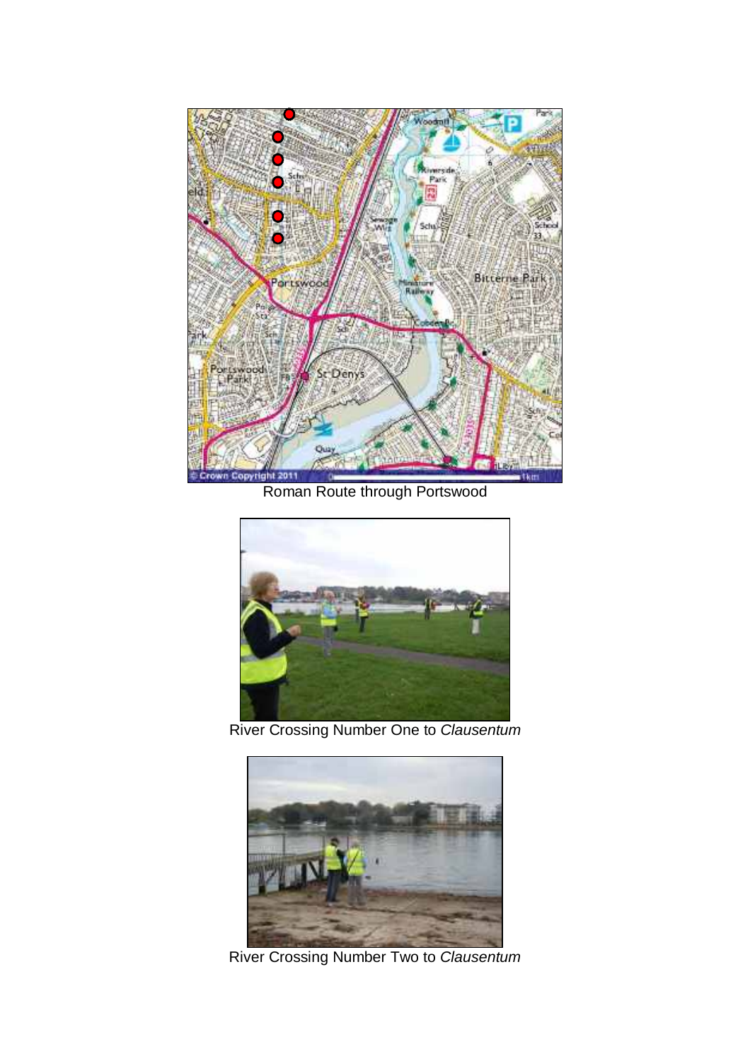Roman Route through Portswood

River Crossing Number One to *Clausentum*

River Crossing Number Two to *Clausentum*